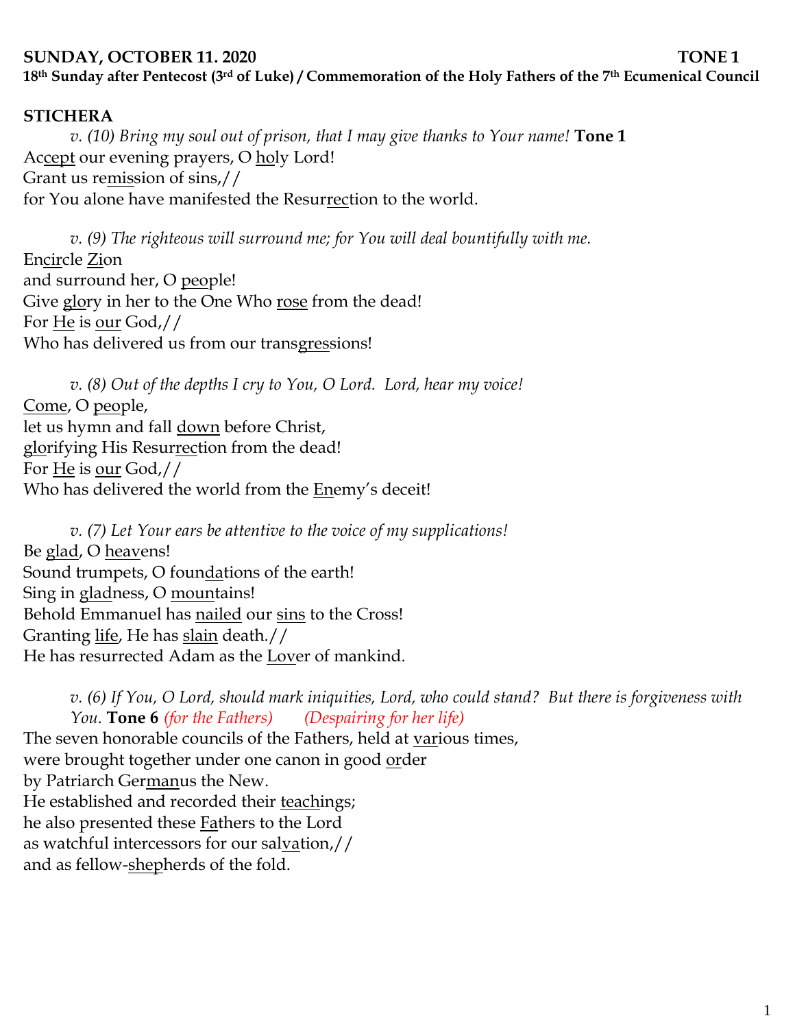**SUNDAY, OCTOBER 11. 2020 TONE 1**
**18th Sunday after Pentecost (3rd of Luke) / Commemoration of the Holy Fathers of the 7th Ecumenical Council**

**STICHERA**

*v. (10) Bring my soul out of prison, that I may give thanks to Your name!* **Tone 1**
Accept our evening prayers, O holy Lord!
Grant us remission of sins,//
for You alone have manifested the Resurrection to the world.

*v. (9) The righteous will surround me; for You will deal bountifully with me.*
Encircle Zion
and surround her, O people!
Give glory in her to the One Who rose from the dead!
For He is our God,//
Who has delivered us from our transgressions!

*v. (8) Out of the depths I cry to You, O Lord. Lord, hear my voice!*
Come, O people,
let us hymn and fall down before Christ,
glorifying His Resurrection from the dead!
For He is our God,//
Who has delivered the world from the Enemy's deceit!

*v. (7) Let Your ears be attentive to the voice of my supplications!*
Be glad, O heavens!
Sound trumpets, O foundations of the earth!
Sing in gladness, O mountains!
Behold Emmanuel has nailed our sins to the Cross!
Granting life, He has slain death.//
He has resurrected Adam as the Lover of mankind.

*v. (6) If You, O Lord, should mark iniquities, Lord, who could stand? But there is forgiveness with You.* **Tone 6** *(for the Fathers)* *(Despairing for her life)*
The seven honorable councils of the Fathers, held at various times,
were brought together under one canon in good order
by Patriarch Germanus the New.
He established and recorded their teachings;
he also presented these Fathers to the Lord
as watchful intercessors for our salvation,//
and as fellow-shepherds of the fold.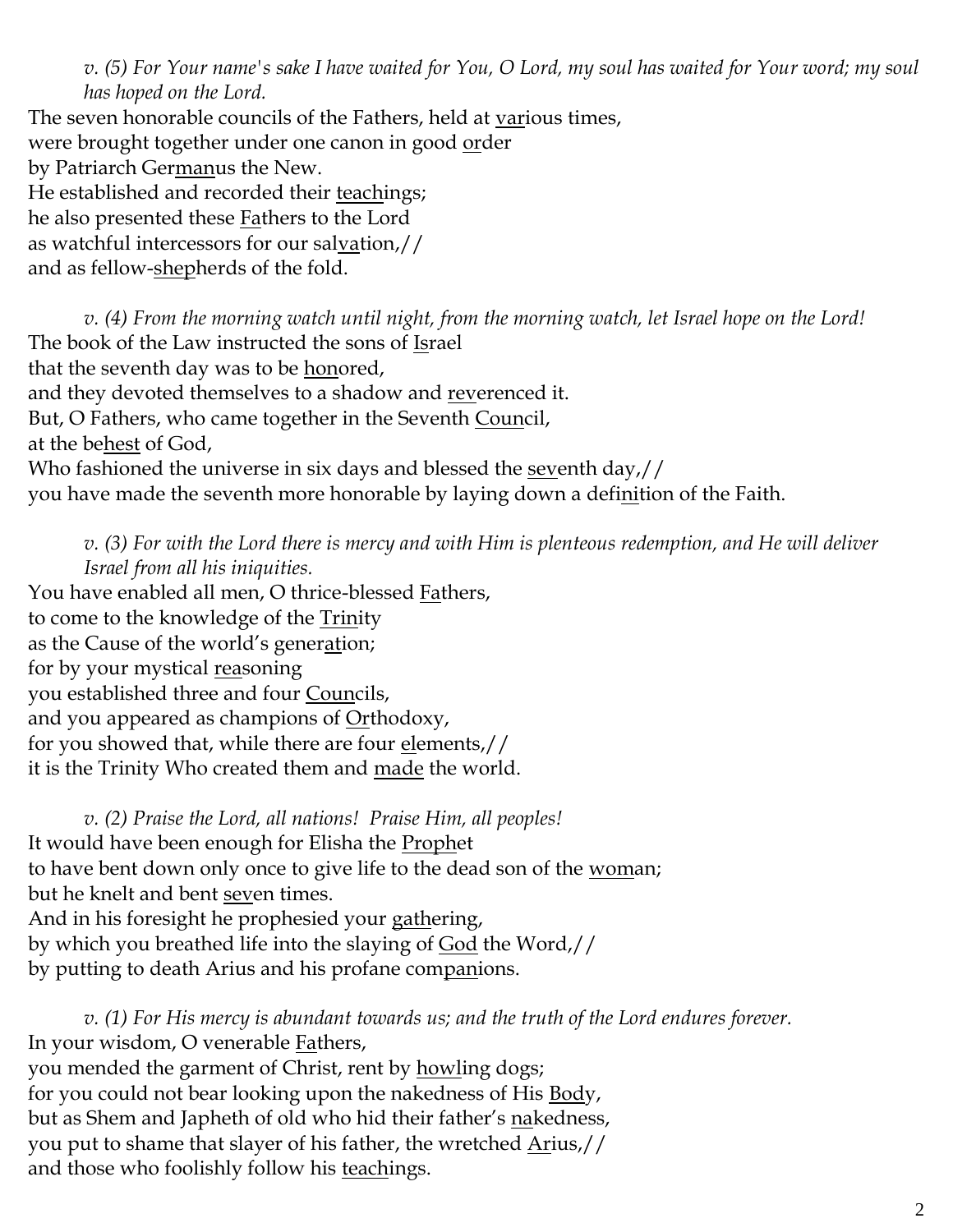*v. (5) For Your name's sake I have waited for You, O Lord, my soul has waited for Your word; my soul has hoped on the Lord.*

The seven honorable councils of the Fathers, held at <u>var</u>ious times,
were brought together under one canon in good <u>or</u>der
by Patriarch Ger<u>man</u>us the New.
He established and recorded their <u>teach</u>ings;
he also presented these <u>Fa</u>thers to the Lord
as watchful intercessors for our sal<u>va</u>tion,//
and as fellow-<u>shep</u>herds of the fold.

*v. (4) From the morning watch until night, from the morning watch, let Israel hope on the Lord!*

The book of the Law instructed the sons of <u>Is</u>rael
that the seventh day was to be <u>hon</u>ored,
and they devoted themselves to a shadow and <u>rev</u>erenced it.
But, O Fathers, who came together in the Seventh <u>Coun</u>cil,
at the be<u>hest</u> of God,
Who fashioned the universe in six days and blessed the <u>sev</u>enth day,//
you have made the seventh more honorable by laying down a defi<u>ni</u>tion of the Faith.

*v. (3) For with the Lord there is mercy and with Him is plenteous redemption, and He will deliver Israel from all his iniquities.*

You have enabled all men, O thrice-blessed <u>Fa</u>thers,
to come to the knowledge of the <u>Trin</u>ity
as the Cause of the world's gener<u>at</u>ion;
for by your mystical <u>rea</u>soning
you established three and four <u>Coun</u>cils,
and you appeared as champions of <u>Or</u>thodoxy,
for you showed that, while there are four <u>el</u>ements,//
it is the Trinity Who created them and <u>made</u> the world.

*v. (2) Praise the Lord, all nations! Praise Him, all peoples!*

It would have been enough for Elisha the <u>Proph</u>et
to have bent down only once to give life to the dead son of the <u>wom</u>an;
but he knelt and bent <u>sev</u>en times.
And in his foresight he prophesied your <u>gath</u>ering,
by which you breathed life into the slaying of <u>God</u> the Word,//
by putting to death Arius and his profane com<u>pan</u>ions.

*v. (1) For His mercy is abundant towards us; and the truth of the Lord endures forever.*

In your wisdom, O venerable <u>Fa</u>thers,
you mended the garment of Christ, rent by <u>howl</u>ing dogs;
for you could not bear looking upon the nakedness of His <u>Bod</u>y,
but as Shem and Japheth of old who hid their father's <u>na</u>kedness,
you put to shame that slayer of his father, the wretched <u>Ar</u>ius,//
and those who foolishly follow his <u>teach</u>ings.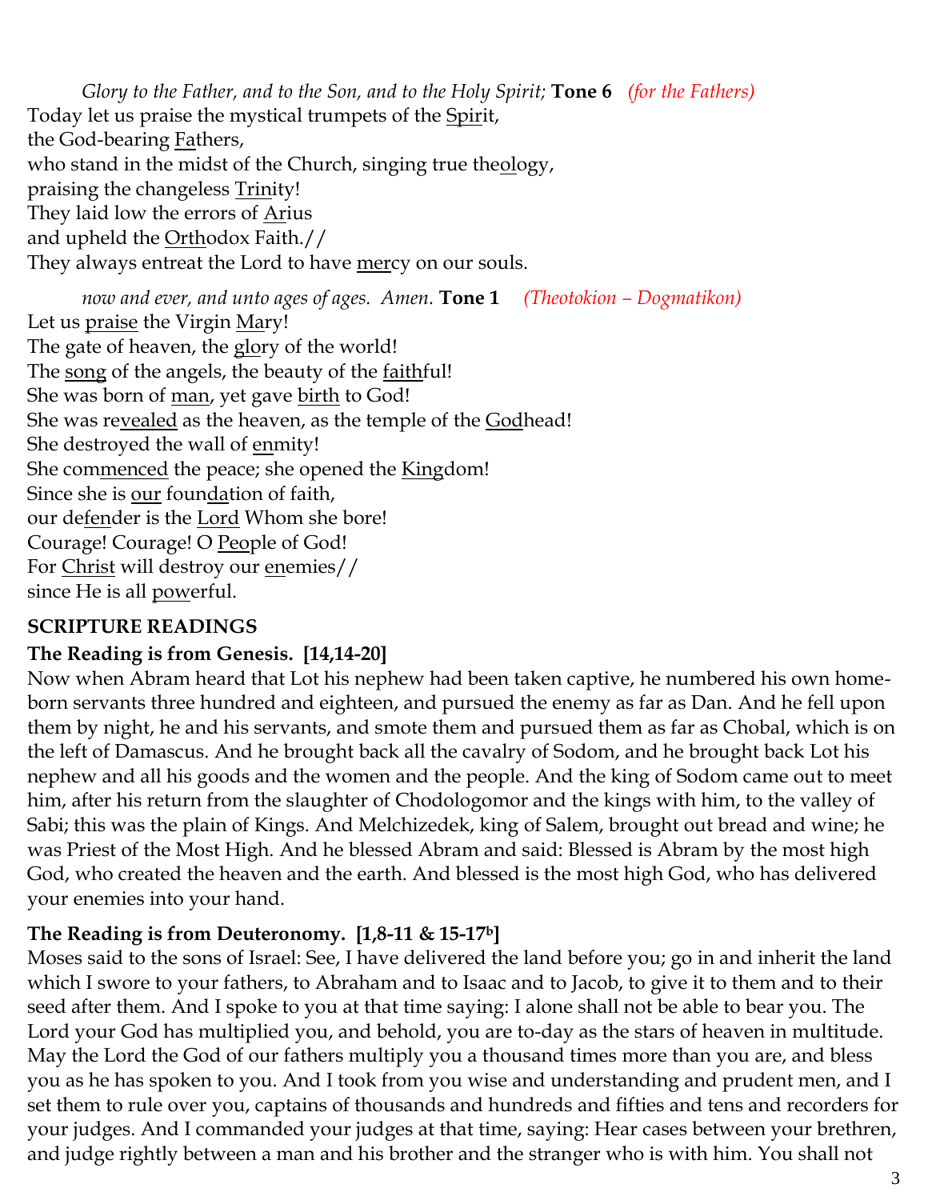*Glory to the Father, and to the Son, and to the Holy Spirit;* **Tone 6** *(for the Fathers)*

Today let us praise the mystical trumpets of the Spirit,
the God-bearing Fathers,
who stand in the midst of the Church, singing true theology,
praising the changeless Trinity!
They laid low the errors of Arius
and upheld the Orthodox Faith.//
They always entreat the Lord to have mercy on our souls.

*now and ever, and unto ages of ages. Amen.* **Tone 1** *(Theotokion – Dogmatikon)*

Let us praise the Virgin Mary!
The gate of heaven, the glory of the world!
The song of the angels, the beauty of the faithful!
She was born of man, yet gave birth to God!
She was revealed as the heaven, as the temple of the Godhead!
She destroyed the wall of enmity!
She commenced the peace; she opened the Kingdom!
Since she is our foundation of faith,
our defender is the Lord Whom she bore!
Courage! Courage! O People of God!
For Christ will destroy our enemies//
since He is all powerful.

**SCRIPTURE READINGS**

**The Reading is from Genesis. [14,14-20]**

Now when Abram heard that Lot his nephew had been taken captive, he numbered his own home-born servants three hundred and eighteen, and pursued the enemy as far as Dan. And he fell upon them by night, he and his servants, and smote them and pursued them as far as Chobal, which is on the left of Damascus. And he brought back all the cavalry of Sodom, and he brought back Lot his nephew and all his goods and the women and the people. And the king of Sodom came out to meet him, after his return from the slaughter of Chodologomor and the kings with him, to the valley of Sabi; this was the plain of Kings. And Melchizedek, king of Salem, brought out bread and wine; he was Priest of the Most High. And he blessed Abram and said: Blessed is Abram by the most high God, who created the heaven and the earth. And blessed is the most high God, who has delivered your enemies into your hand.

**The Reading is from Deuteronomy. [1,8-11 & 15-17[b]]**

Moses said to the sons of Israel: See, I have delivered the land before you; go in and inherit the land which I swore to your fathers, to Abraham and to Isaac and to Jacob, to give it to them and to their seed after them. And I spoke to you at that time saying: I alone shall not be able to bear you. The Lord your God has multiplied you, and behold, you are to-day as the stars of heaven in multitude. May the Lord the God of our fathers multiply you a thousand times more than you are, and bless you as he has spoken to you. And I took from you wise and understanding and prudent men, and I set them to rule over you, captains of thousands and hundreds and fifties and tens and recorders for your judges. And I commanded your judges at that time, saying: Hear cases between your brethren, and judge rightly between a man and his brother and the stranger who is with him. You shall not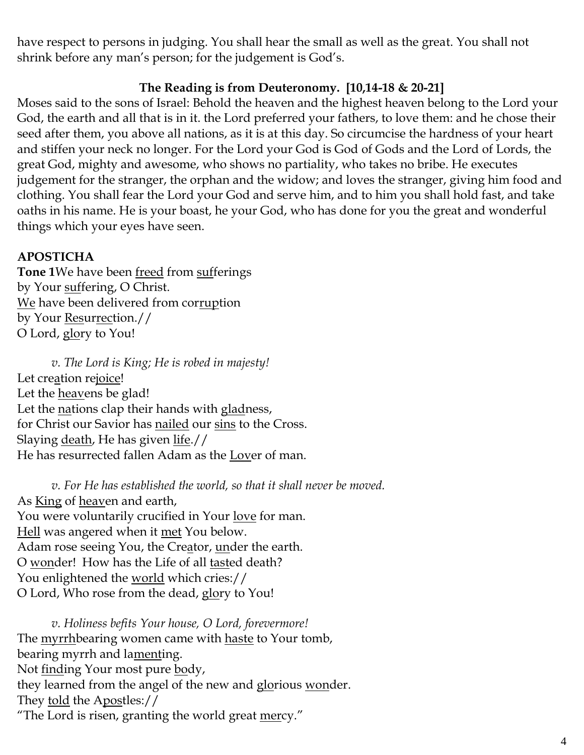have respect to persons in judging. You shall hear the small as well as the great. You shall not shrink before any man's person; for the judgement is God's.

**The Reading is from Deuteronomy. [10,14-18 & 20-21]**

Moses said to the sons of Israel: Behold the heaven and the highest heaven belong to the Lord your God, the earth and all that is in it. the Lord preferred your fathers, to love them: and he chose their seed after them, you above all nations, as it is at this day. So circumcise the hardness of your heart and stiffen your neck no longer. For the Lord your God is God of Gods and the Lord of Lords, the great God, mighty and awesome, who shows no partiality, who takes no bribe. He executes judgement for the stranger, the orphan and the widow; and loves the stranger, giving him food and clothing. You shall fear the Lord your God and serve him, and to him you shall hold fast, and take oaths in his name. He is your boast, he your God, who has done for you the great and wonderful things which your eyes have seen.

**APOSTICHA**

**Tone 1** We have been freed from sufferings
by Your suffering, O Christ.
We have been delivered from corruption
by Your Resurrection.//
O Lord, glory to You!

*v. The Lord is King; He is robed in majesty!*

Let creation rejoice!
Let the heavens be glad!
Let the nations clap their hands with gladness,
for Christ our Savior has nailed our sins to the Cross.
Slaying death, He has given life.//
He has resurrected fallen Adam as the Lover of man.

*v. For He has established the world, so that it shall never be moved.*

As King of heaven and earth,
You were voluntarily crucified in Your love for man.
Hell was angered when it met You below.
Adam rose seeing You, the Creator, under the earth.
O wonder! How has the Life of all tasted death?
You enlightened the world which cries://
O Lord, Who rose from the dead, glory to You!

*v. Holiness befits Your house, O Lord, forevermore!*

The myrrhbearing women came with haste to Your tomb,
bearing myrrh and lamenting.
Not finding Your most pure body,
they learned from the angel of the new and glorious wonder.
They told the Apostles://
"The Lord is risen, granting the world great mercy."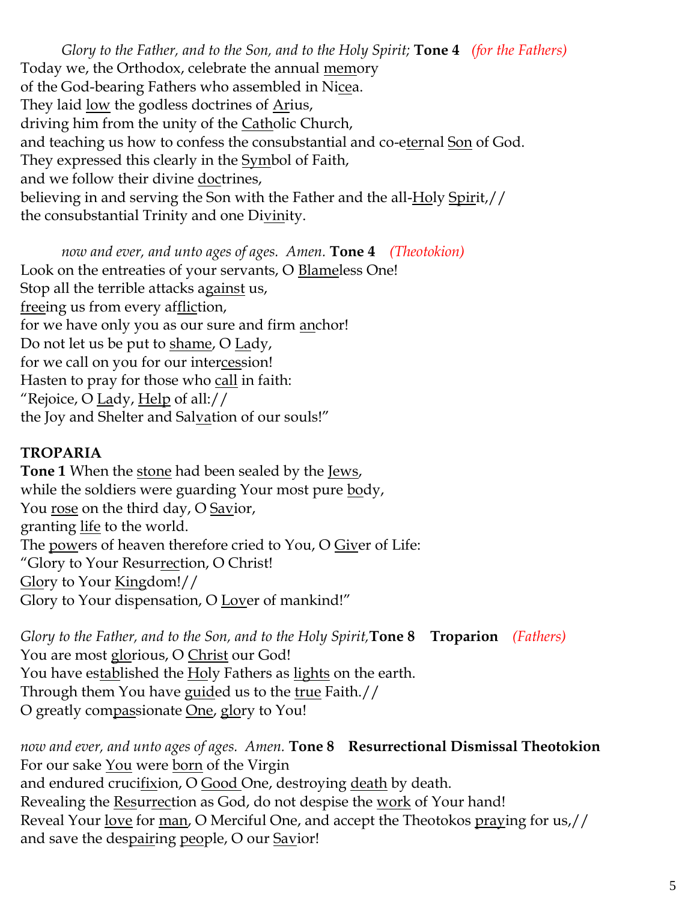*Glory to the Father, and to the Son, and to the Holy Spirit;* **Tone 4** *(for the Fathers)*
Today we, the Orthodox, celebrate the annual memory
of the God-bearing Fathers who assembled in Nicea.
They laid low the godless doctrines of Arius,
driving him from the unity of the Catholic Church,
and teaching us how to confess the consubstantial and co-eternal Son of God.
They expressed this clearly in the Symbol of Faith,
and we follow their divine doctrines,
believing in and serving the Son with the Father and the all-Holy Spirit,//
the consubstantial Trinity and one Divinity.

*now and ever, and unto ages of ages. Amen.* **Tone 4** *(Theotokion)*
Look on the entreaties of your servants, O Blameless One!
Stop all the terrible attacks against us,
freeing us from every affliction,
for we have only you as our sure and firm anchor!
Do not let us be put to shame, O Lady,
for we call on you for our intercession!
Hasten to pray for those who call in faith:
"Rejoice, O Lady, Help of all://
the Joy and Shelter and Salvation of our souls!"

**TROPARIA**

**Tone 1** When the stone had been sealed by the Jews,
while the soldiers were guarding Your most pure body,
You rose on the third day, O Savior,
granting life to the world.
The powers of heaven therefore cried to You, O Giver of Life:
"Glory to Your Resurrection, O Christ!
Glory to Your Kingdom!//
Glory to Your dispensation, O Lover of mankind!"

*Glory to the Father, and to the Son, and to the Holy Spirit,* **Tone 8 Troparion** *(Fathers)*
You are most glorious, O Christ our God!
You have established the Holy Fathers as lights on the earth.
Through them You have guided us to the true Faith.//
O greatly compassionate One, glory to You!

*now and ever, and unto ages of ages. Amen.* **Tone 8 Resurrectional Dismissal Theotokion**
For our sake You were born of the Virgin
and endured crucifixion, O Good One, destroying death by death.
Revealing the Resurrection as God, do not despise the work of Your hand!
Reveal Your love for man, O Merciful One, and accept the Theotokos praying for us,//
and save the despairing people, O our Savior!